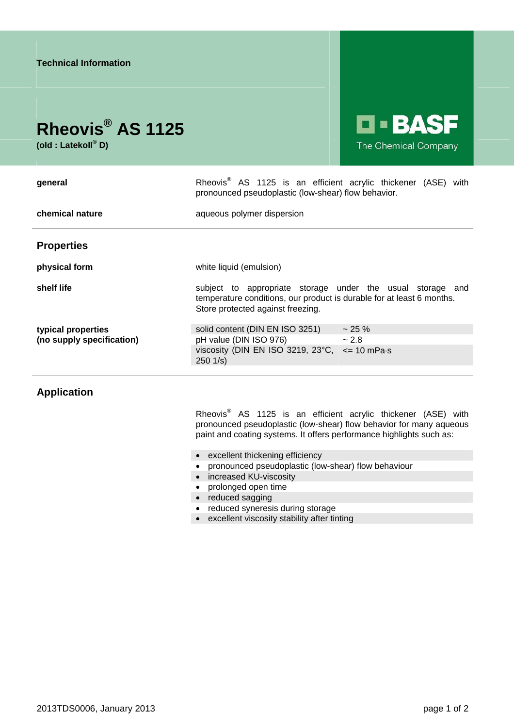Technical Information

# Rheovis® AS 1125

**(old : Latekoll® D)**

BASF
The Chemical Company

**general** — Rheovis® AS 1125 is an efficient acrylic thickener (ASE) with pronounced pseudoplastic (low-shear) flow behavior.

**chemical nature** — aqueous polymer dispersion

## Properties

**physical form** — white liquid (emulsion)

**shelf life** — subject to appropriate storage under the usual storage and temperature conditions, our product is durable for at least 6 months. Store protected against freezing.

**typical properties (no supply specification)**

| Property | Value |
|---|---|
| solid content (DIN EN ISO 3251) | ~ 25 % |
| pH value (DIN ISO 976) | ~ 2.8 |
| viscosity (DIN EN ISO 3219, 23°C, 250 1/s) | <= 10 mPa·s |

## Application

Rheovis® AS 1125 is an efficient acrylic thickener (ASE) with pronounced pseudoplastic (low-shear) flow behavior for many aqueous paint and coating systems. It offers performance highlights such as:

- excellent thickening efficiency
- pronounced pseudoplastic (low-shear) flow behaviour
- increased KU-viscosity
- prolonged open time
- reduced sagging
- reduced syneresis during storage
- excellent viscosity stability after tinting

2013TDS0006, January 2013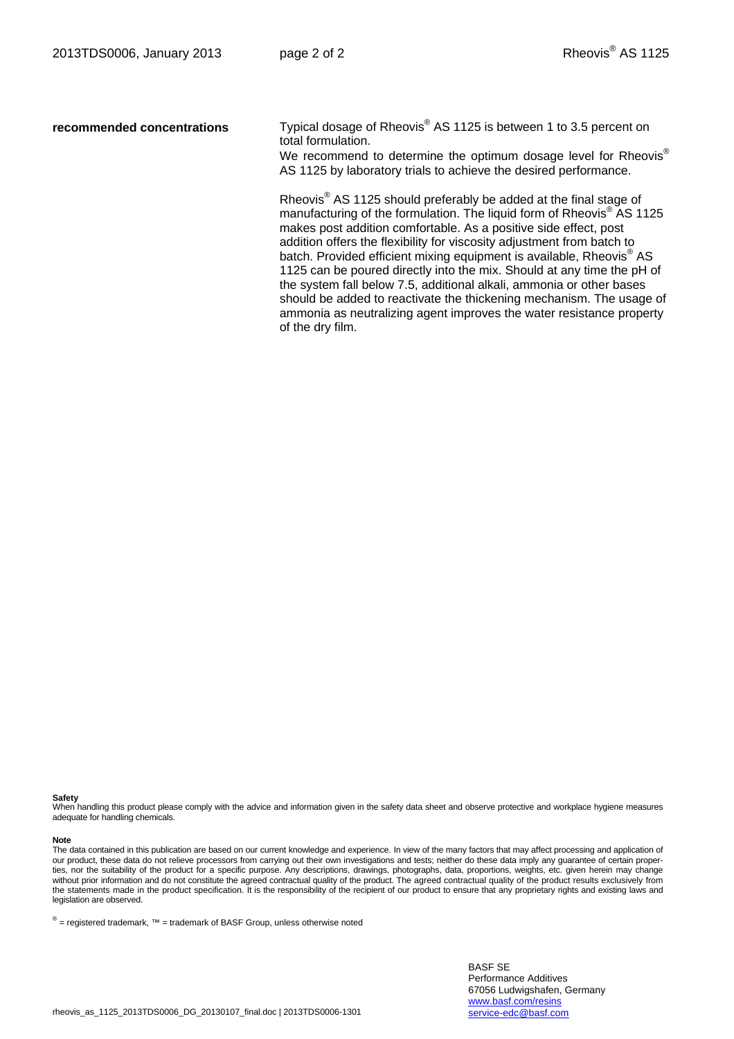**recommended concentrations**

Typical dosage of Rheovis® AS 1125 is between 1 to 3.5 percent on total formulation.
We recommend to determine the optimum dosage level for Rheovis® AS 1125 by laboratory trials to achieve the desired performance.

Rheovis® AS 1125 should preferably be added at the final stage of manufacturing of the formulation. The liquid form of Rheovis® AS 1125 makes post addition comfortable. As a positive side effect, post addition offers the flexibility for viscosity adjustment from batch to batch. Provided efficient mixing equipment is available, Rheovis® AS 1125 can be poured directly into the mix. Should at any time the pH of the system fall below 7.5, additional alkali, ammonia or other bases should be added to reactivate the thickening mechanism. The usage of ammonia as neutralizing agent improves the water resistance property of the dry film.

**Safety**
When handling this product please comply with the advice and information given in the safety data sheet and observe protective and workplace hygiene measures adequate for handling chemicals.

**Note**
The data contained in this publication are based on our current knowledge and experience. In view of the many factors that may affect processing and application of our product, these data do not relieve processors from carrying out their own investigations and tests; neither do these data imply any guarantee of certain properties, nor the suitability of the product for a specific purpose. Any descriptions, drawings, photographs, data, proportions, weights, etc. given herein may change without prior information and do not constitute the agreed contractual quality of the product. The agreed contractual quality of the product results exclusively from the statements made in the product specification. It is the responsibility of the recipient of our product to ensure that any proprietary rights and existing laws and legislation are observed.

® = registered trademark, ™ = trademark of BASF Group, unless otherwise noted

BASF SE
Performance Additives
67056 Ludwigshafen, Germany
www.basf.com/resins
service-edc@basf.com

rheovis_as_1125_2013TDS0006_DG_20130107_final.doc | 2013TDS0006-1301